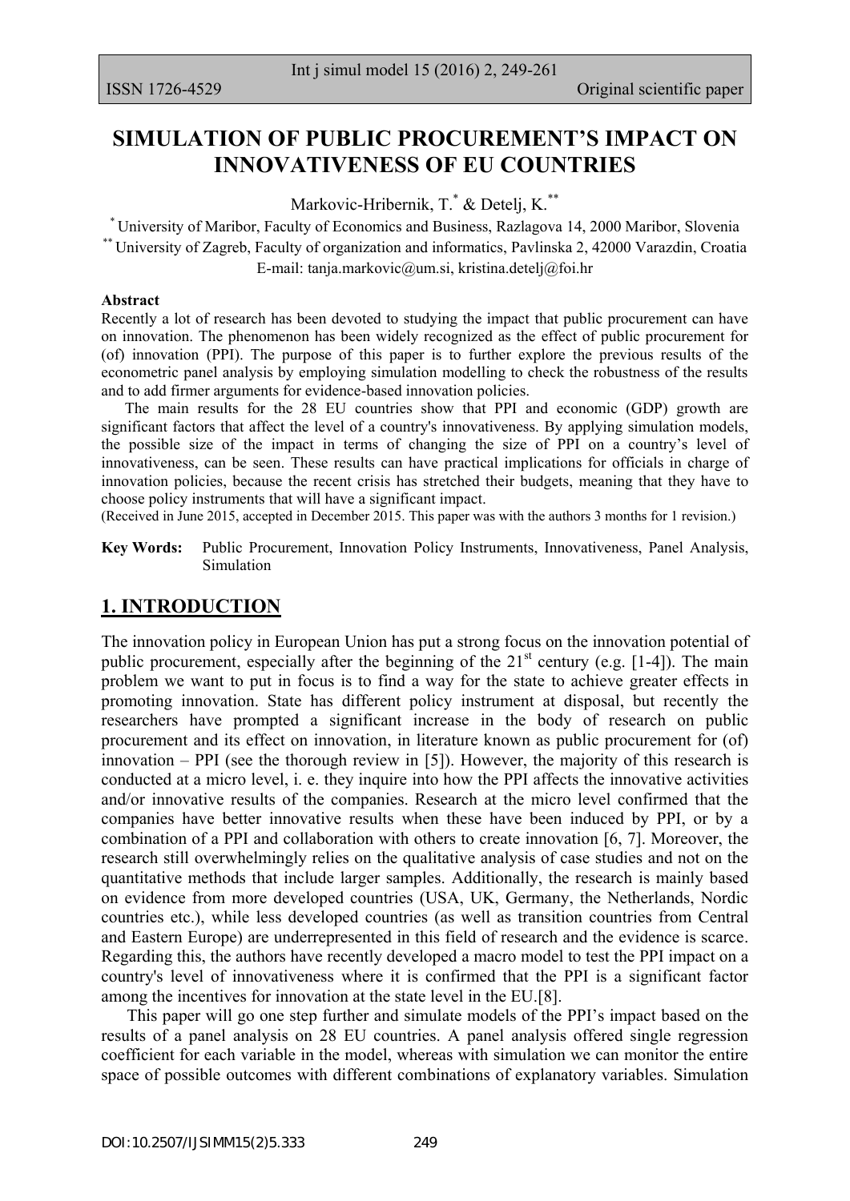ISSN 1726-4529 Original scientific paper

# SIMULATION OF PUBLIC PROCUREMENT'S IMPACT ON INNOVATIVENESS OF EU COUNTRIES

Markovic-Hribernik, T.[*] & Detelj, K.[**]

[*] University of Maribor, Faculty of Economics and Business, Razlagova 14, 2000 Maribor, Slovenia
[**] University of Zagreb, Faculty of organization and informatics, Pavlinska 2, 42000 Varazdin, Croatia
E-mail: tanja.markovic@um.si, kristina.detelj@foi.hr

**Abstract**

Recently a lot of research has been devoted to studying the impact that public procurement can have on innovation. The phenomenon has been widely recognized as the effect of public procurement for (of) innovation (PPI). The purpose of this paper is to further explore the previous results of the econometric panel analysis by employing simulation modelling to check the robustness of the results and to add firmer arguments for evidence-based innovation policies.

The main results for the 28 EU countries show that PPI and economic (GDP) growth are significant factors that affect the level of a country's innovativeness. By applying simulation models, the possible size of the impact in terms of changing the size of PPI on a country's level of innovativeness, can be seen. These results can have practical implications for officials in charge of innovation policies, because the recent crisis has stretched their budgets, meaning that they have to choose policy instruments that will have a significant impact.

(Received in June 2015, accepted in December 2015. This paper was with the authors 3 months for 1 revision.)

**Key Words:** Public Procurement, Innovation Policy Instruments, Innovativeness, Panel Analysis, Simulation

## 1. INTRODUCTION

The innovation policy in European Union has put a strong focus on the innovation potential of public procurement, especially after the beginning of the 21st century (e.g. [1-4]). The main problem we want to put in focus is to find a way for the state to achieve greater effects in promoting innovation. State has different policy instrument at disposal, but recently the researchers have prompted a significant increase in the body of research on public procurement and its effect on innovation, in literature known as public procurement for (of) innovation – PPI (see the thorough review in [5]). However, the majority of this research is conducted at a micro level, i. e. they inquire into how the PPI affects the innovative activities and/or innovative results of the companies. Research at the micro level confirmed that the companies have better innovative results when these have been induced by PPI, or by a combination of a PPI and collaboration with others to create innovation [6, 7]. Moreover, the research still overwhelmingly relies on the qualitative analysis of case studies and not on the quantitative methods that include larger samples. Additionally, the research is mainly based on evidence from more developed countries (USA, UK, Germany, the Netherlands, Nordic countries etc.), while less developed countries (as well as transition countries from Central and Eastern Europe) are underrepresented in this field of research and the evidence is scarce. Regarding this, the authors have recently developed a macro model to test the PPI impact on a country's level of innovativeness where it is confirmed that the PPI is a significant factor among the incentives for innovation at the state level in the EU.[8].

This paper will go one step further and simulate models of the PPI's impact based on the results of a panel analysis on 28 EU countries. A panel analysis offered single regression coefficient for each variable in the model, whereas with simulation we can monitor the entire space of possible outcomes with different combinations of explanatory variables. Simulation

DOI:10.2507/IJSIMM15(2)5.333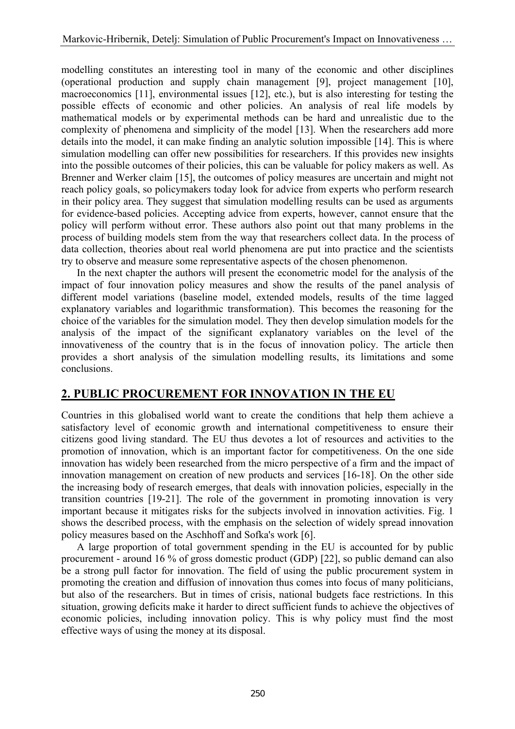modelling constitutes an interesting tool in many of the economic and other disciplines (operational production and supply chain management [9], project management [10], macroeconomics [11], environmental issues [12], etc.), but is also interesting for testing the possible effects of economic and other policies. An analysis of real life models by mathematical models or by experimental methods can be hard and unrealistic due to the complexity of phenomena and simplicity of the model [13]. When the researchers add more details into the model, it can make finding an analytic solution impossible [14]. This is where simulation modelling can offer new possibilities for researchers. If this provides new insights into the possible outcomes of their policies, this can be valuable for policy makers as well. As Brenner and Werker claim [15], the outcomes of policy measures are uncertain and might not reach policy goals, so policymakers today look for advice from experts who perform research in their policy area. They suggest that simulation modelling results can be used as arguments for evidence-based policies. Accepting advice from experts, however, cannot ensure that the policy will perform without error. These authors also point out that many problems in the process of building models stem from the way that researchers collect data. In the process of data collection, theories about real world phenomena are put into practice and the scientists try to observe and measure some representative aspects of the chosen phenomenon.

In the next chapter the authors will present the econometric model for the analysis of the impact of four innovation policy measures and show the results of the panel analysis of different model variations (baseline model, extended models, results of the time lagged explanatory variables and logarithmic transformation). This becomes the reasoning for the choice of the variables for the simulation model. They then develop simulation models for the analysis of the impact of the significant explanatory variables on the level of the innovativeness of the country that is in the focus of innovation policy. The article then provides a short analysis of the simulation modelling results, its limitations and some conclusions.

## 2. PUBLIC PROCUREMENT FOR INNOVATION IN THE EU

Countries in this globalised world want to create the conditions that help them achieve a satisfactory level of economic growth and international competitiveness to ensure their citizens good living standard. The EU thus devotes a lot of resources and activities to the promotion of innovation, which is an important factor for competitiveness. On the one side innovation has widely been researched from the micro perspective of a firm and the impact of innovation management on creation of new products and services [16-18]. On the other side the increasing body of research emerges, that deals with innovation policies, especially in the transition countries [19-21]. The role of the government in promoting innovation is very important because it mitigates risks for the subjects involved in innovation activities. Fig. 1 shows the described process, with the emphasis on the selection of widely spread innovation policy measures based on the Aschhoff and Sofka's work [6].

A large proportion of total government spending in the EU is accounted for by public procurement - around 16 % of gross domestic product (GDP) [22], so public demand can also be a strong pull factor for innovation. The field of using the public procurement system in promoting the creation and diffusion of innovation thus comes into focus of many politicians, but also of the researchers. But in times of crisis, national budgets face restrictions. In this situation, growing deficits make it harder to direct sufficient funds to achieve the objectives of economic policies, including innovation policy. This is why policy must find the most effective ways of using the money at its disposal.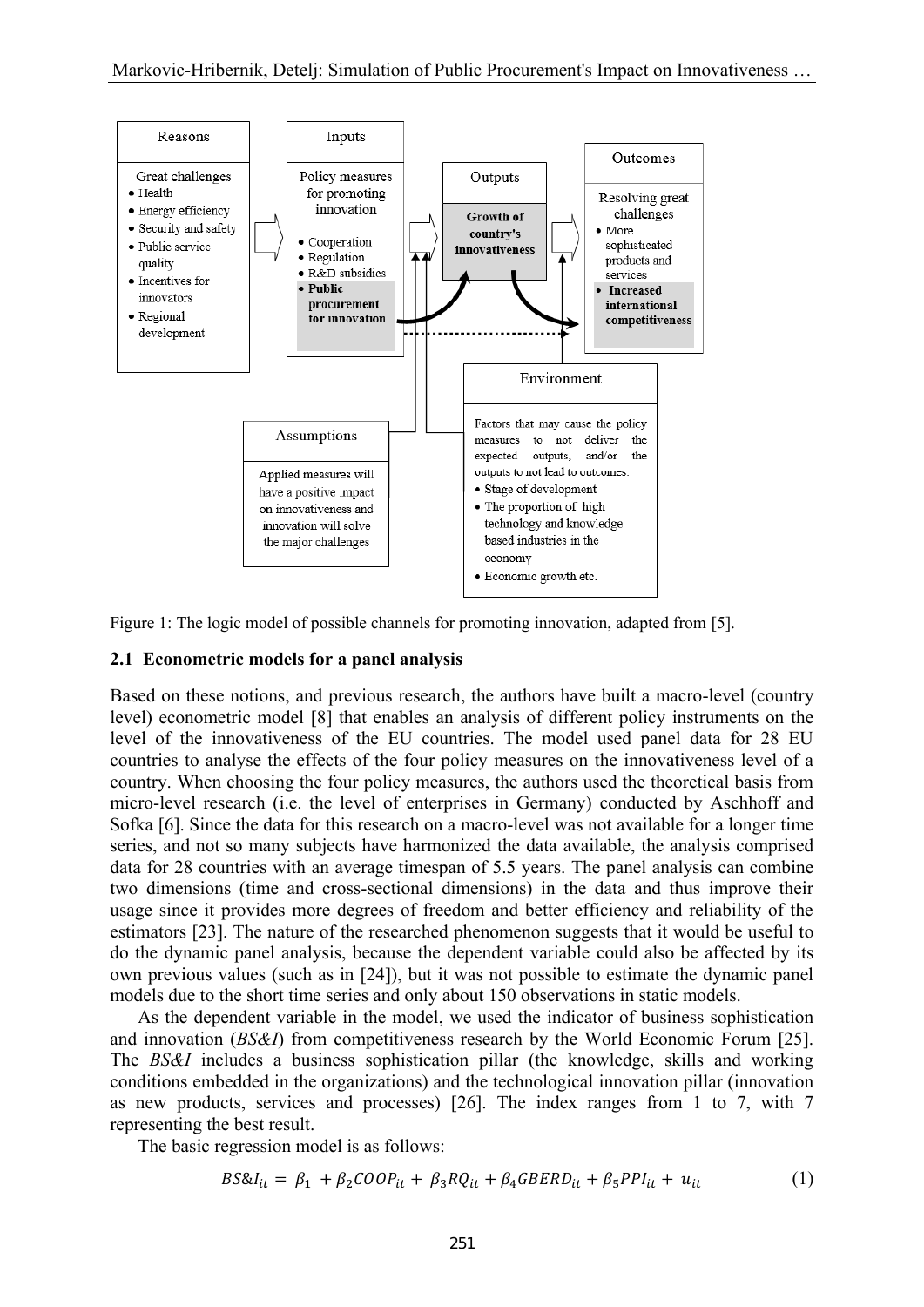**Reasons**

Great challenges
- Health
- Energy efficiency
- Security and safety
- Public service quality
- Incentives for innovators
- Regional development

**Inputs**

Policy measures for promoting innovation
- Cooperation
- Regulation
- R&D subsidies
- **Public procurement for innovation**

**Outputs**

**Growth of country's innovativeness**

**Outcomes**

Resolving great challenges
- More sophisticated products and services
- **Increased international competitiveness**

**Assumptions**

Applied measures will have a positive impact on innovativeness and innovation will solve the major challenges

**Environment**

Factors that may cause the policy measures to not deliver the expected outputs, and/or the outputs to not lead to outcomes:
- Stage of development
- The proportion of high technology and knowledge based industries in the economy
- Economic growth etc.

Figure 1: The logic model of possible channels for promoting innovation, adapted from [5].

### 2.1 Econometric models for a panel analysis

Based on these notions, and previous research, the authors have built a macro-level (country level) econometric model [8] that enables an analysis of different policy instruments on the level of the innovativeness of the EU countries. The model used panel data for 28 EU countries to analyse the effects of the four policy measures on the innovativeness level of a country. When choosing the four policy measures, the authors used the theoretical basis from micro-level research (i.e. the level of enterprises in Germany) conducted by Aschhoff and Sofka [6]. Since the data for this research on a macro-level was not available for a longer time series, and not so many subjects have harmonized the data available, the analysis comprised data for 28 countries with an average timespan of 5.5 years. The panel analysis can combine two dimensions (time and cross-sectional dimensions) in the data and thus improve their usage since it provides more degrees of freedom and better efficiency and reliability of the estimators [23]. The nature of the researched phenomenon suggests that it would be useful to do the dynamic panel analysis, because the dependent variable could also be affected by its own previous values (such as in [24]), but it was not possible to estimate the dynamic panel models due to the short time series and only about 150 observations in static models.

As the dependent variable in the model, we used the indicator of business sophistication and innovation (*BS&I*) from competitiveness research by the World Economic Forum [25]. The *BS&I* includes a business sophistication pillar (the knowledge, skills and working conditions embedded in the organizations) and the technological innovation pillar (innovation as new products, services and processes) [26]. The index ranges from 1 to 7, with 7 representing the best result.

The basic regression model is as follows:

$$BS\&I_{it} = \beta_1 + \beta_2 COOP_{it} + \beta_3 RQ_{it} + \beta_4 GBERD_{it} + \beta_5 PPI_{it} + u_{it} \quad (1)$$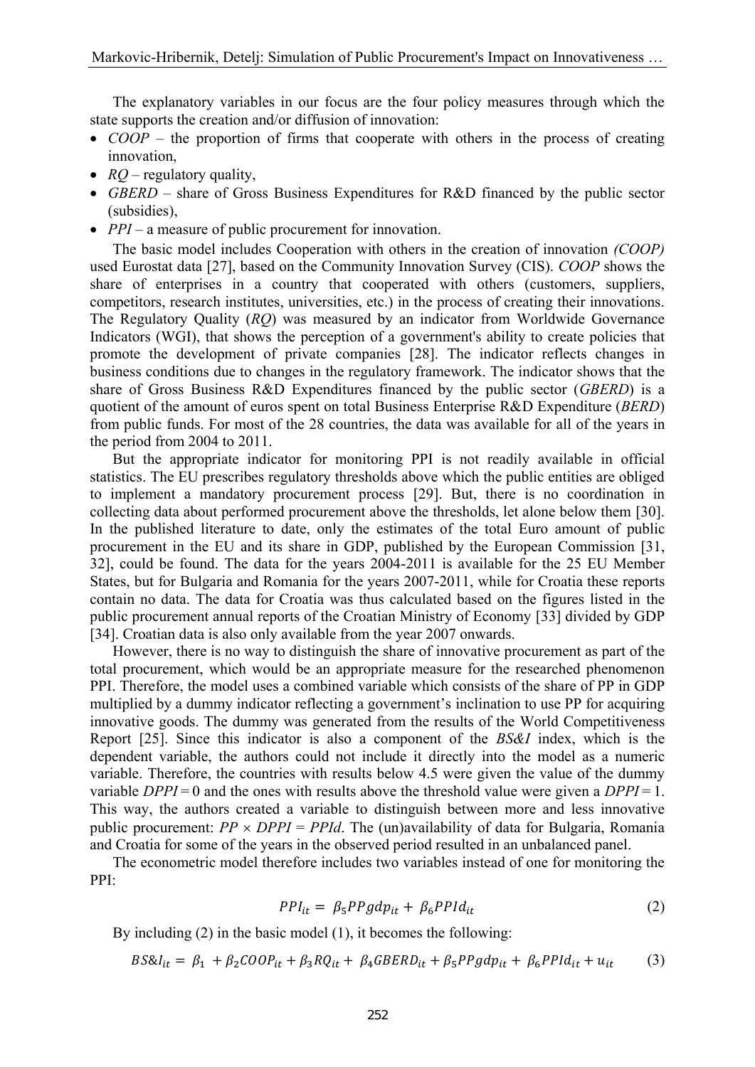The explanatory variables in our focus are the four policy measures through which the state supports the creation and/or diffusion of innovation:

- *COOP* – the proportion of firms that cooperate with others in the process of creating innovation,
- *RQ* – regulatory quality,
- *GBERD* – share of Gross Business Expenditures for R&D financed by the public sector (subsidies),
- *PPI* – a measure of public procurement for innovation.

The basic model includes Cooperation with others in the creation of innovation *(COOP)* used Eurostat data [27], based on the Community Innovation Survey (CIS). *COOP* shows the share of enterprises in a country that cooperated with others (customers, suppliers, competitors, research institutes, universities, etc.) in the process of creating their innovations. The Regulatory Quality (*RQ*) was measured by an indicator from Worldwide Governance Indicators (WGI), that shows the perception of a government's ability to create policies that promote the development of private companies [28]. The indicator reflects changes in business conditions due to changes in the regulatory framework. The indicator shows that the share of Gross Business R&D Expenditures financed by the public sector (*GBERD*) is a quotient of the amount of euros spent on total Business Enterprise R&D Expenditure (*BERD*) from public funds. For most of the 28 countries, the data was available for all of the years in the period from 2004 to 2011.

But the appropriate indicator for monitoring PPI is not readily available in official statistics. The EU prescribes regulatory thresholds above which the public entities are obliged to implement a mandatory procurement process [29]. But, there is no coordination in collecting data about performed procurement above the thresholds, let alone below them [30]. In the published literature to date, only the estimates of the total Euro amount of public procurement in the EU and its share in GDP, published by the European Commission [31, 32], could be found. The data for the years 2004-2011 is available for the 25 EU Member States, but for Bulgaria and Romania for the years 2007-2011, while for Croatia these reports contain no data. The data for Croatia was thus calculated based on the figures listed in the public procurement annual reports of the Croatian Ministry of Economy [33] divided by GDP [34]. Croatian data is also only available from the year 2007 onwards.

However, there is no way to distinguish the share of innovative procurement as part of the total procurement, which would be an appropriate measure for the researched phenomenon PPI. Therefore, the model uses a combined variable which consists of the share of PP in GDP multiplied by a dummy indicator reflecting a government's inclination to use PP for acquiring innovative goods. The dummy was generated from the results of the World Competitiveness Report [25]. Since this indicator is also a component of the *BS&I* index, which is the dependent variable, the authors could not include it directly into the model as a numeric variable. Therefore, the countries with results below 4.5 were given the value of the dummy variable *DPPI* = 0 and the ones with results above the threshold value were given a *DPPI* = 1. This way, the authors created a variable to distinguish between more and less innovative public procurement: *PP* × *DPPI* = *PPId*. The (un)availability of data for Bulgaria, Romania and Croatia for some of the years in the observed period resulted in an unbalanced panel.

The econometric model therefore includes two variables instead of one for monitoring the PPI:

$$PPI_{it} = \beta_5 PPgdp_{it} + \beta_6 PPId_{it} \tag{2}$$

By including (2) in the basic model (1), it becomes the following:

$$BS\&I_{it} = \beta_1 + \beta_2 COOP_{it} + \beta_3 RQ_{it} + \beta_4 GBERD_{it} + \beta_5 PPgdp_{it} + \beta_6 PPId_{it} + u_{it} \tag{3}$$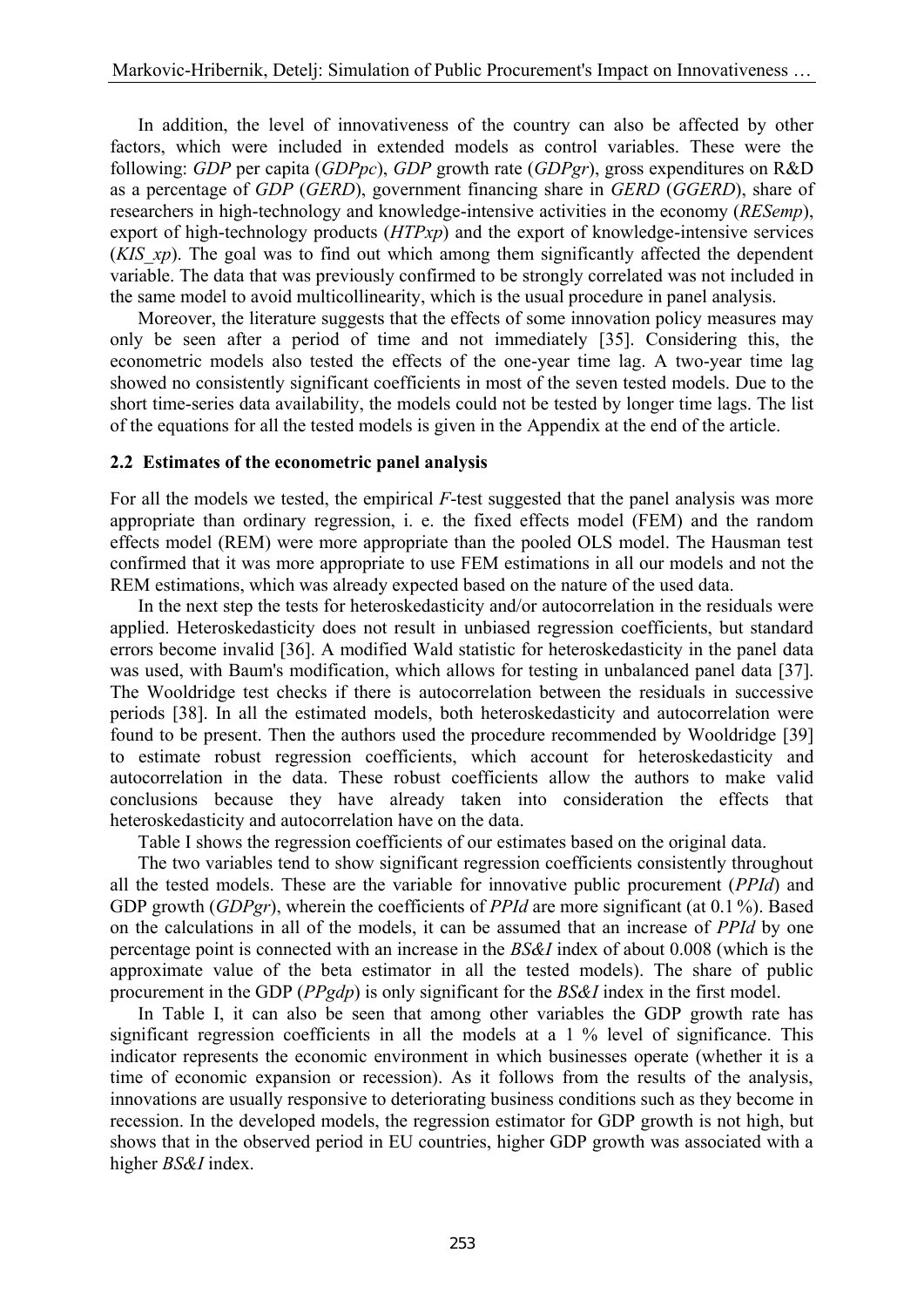In addition, the level of innovativeness of the country can also be affected by other factors, which were included in extended models as control variables. These were the following: *GDP* per capita (*GDPpc*), *GDP* growth rate (*GDPgr*), gross expenditures on R&D as a percentage of *GDP* (*GERD*), government financing share in *GERD* (*GGERD*), share of researchers in high-technology and knowledge-intensive activities in the economy (*RESemp*), export of high-technology products (*HTPxp*) and the export of knowledge-intensive services (*KIS_xp*). The goal was to find out which among them significantly affected the dependent variable. The data that was previously confirmed to be strongly correlated was not included in the same model to avoid multicollinearity, which is the usual procedure in panel analysis.

Moreover, the literature suggests that the effects of some innovation policy measures may only be seen after a period of time and not immediately [35]. Considering this, the econometric models also tested the effects of the one-year time lag. A two-year time lag showed no consistently significant coefficients in most of the seven tested models. Due to the short time-series data availability, the models could not be tested by longer time lags. The list of the equations for all the tested models is given in the Appendix at the end of the article.

### 2.2 Estimates of the econometric panel analysis

For all the models we tested, the empirical *F*-test suggested that the panel analysis was more appropriate than ordinary regression, i. e. the fixed effects model (FEM) and the random effects model (REM) were more appropriate than the pooled OLS model. The Hausman test confirmed that it was more appropriate to use FEM estimations in all our models and not the REM estimations, which was already expected based on the nature of the used data.

In the next step the tests for heteroskedasticity and/or autocorrelation in the residuals were applied. Heteroskedasticity does not result in unbiased regression coefficients, but standard errors become invalid [36]. A modified Wald statistic for heteroskedasticity in the panel data was used, with Baum's modification, which allows for testing in unbalanced panel data [37]. The Wooldridge test checks if there is autocorrelation between the residuals in successive periods [38]. In all the estimated models, both heteroskedasticity and autocorrelation were found to be present. Then the authors used the procedure recommended by Wooldridge [39] to estimate robust regression coefficients, which account for heteroskedasticity and autocorrelation in the data. These robust coefficients allow the authors to make valid conclusions because they have already taken into consideration the effects that heteroskedasticity and autocorrelation have on the data.

Table I shows the regression coefficients of our estimates based on the original data.

The two variables tend to show significant regression coefficients consistently throughout all the tested models. These are the variable for innovative public procurement (*PPId*) and GDP growth (*GDPgr*), wherein the coefficients of *PPId* are more significant (at 0.1 %). Based on the calculations in all of the models, it can be assumed that an increase of *PPId* by one percentage point is connected with an increase in the *BS&I* index of about 0.008 (which is the approximate value of the beta estimator in all the tested models). The share of public procurement in the GDP (*PPgdp*) is only significant for the *BS&I* index in the first model.

In Table I, it can also be seen that among other variables the GDP growth rate has significant regression coefficients in all the models at a 1 % level of significance. This indicator represents the economic environment in which businesses operate (whether it is a time of economic expansion or recession). As it follows from the results of the analysis, innovations are usually responsive to deteriorating business conditions such as they become in recession. In the developed models, the regression estimator for GDP growth is not high, but shows that in the observed period in EU countries, higher GDP growth was associated with a higher *BS&I* index.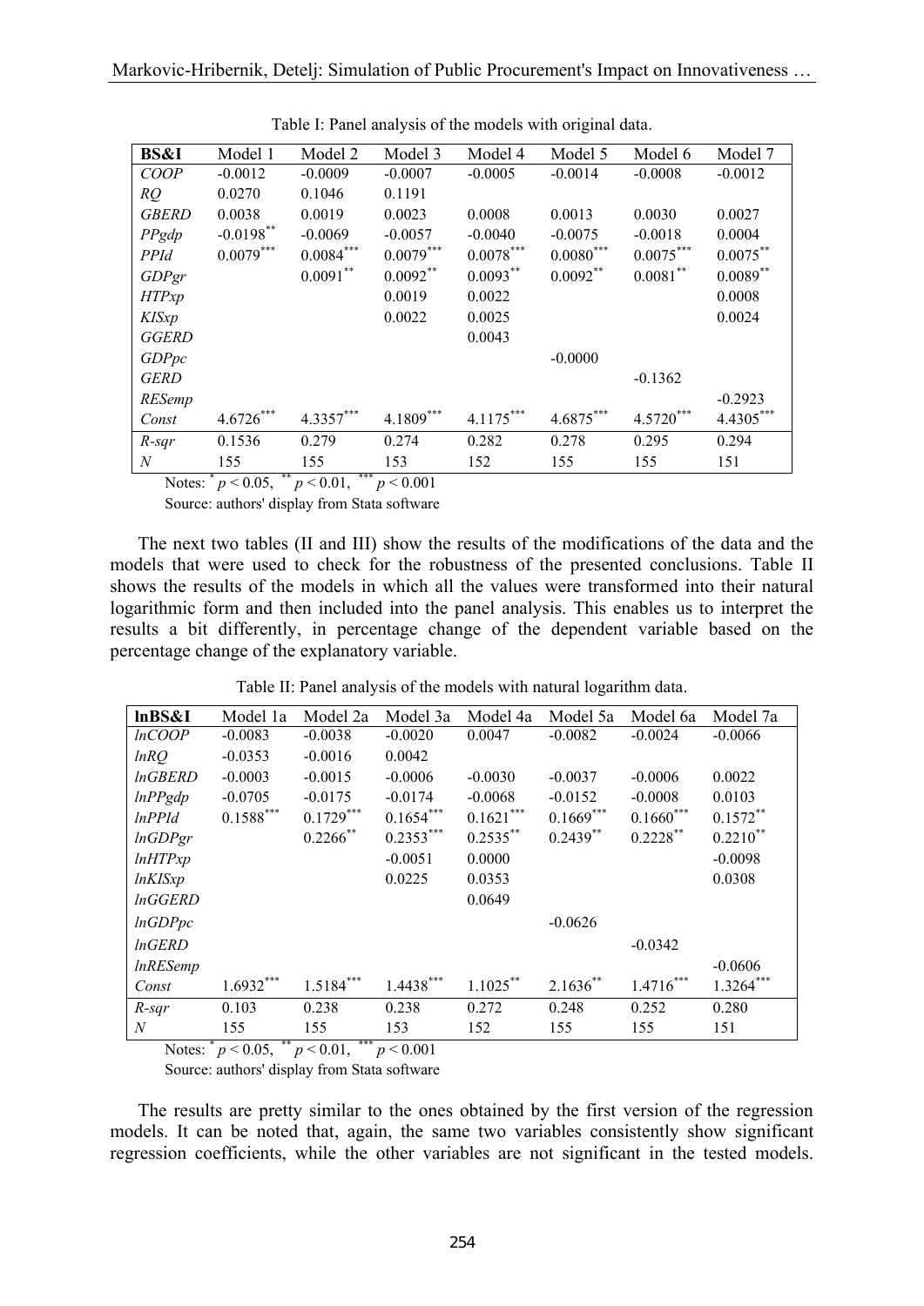Table I: Panel analysis of the models with original data.

| **BS&I** | Model 1 | Model 2 | Model 3 | Model 4 | Model 5 | Model 6 | Model 7 |
|---|---|---|---|---|---|---|---|
| *COOP* | -0.0012 | -0.0009 | -0.0007 | -0.0005 | -0.0014 | -0.0008 | -0.0012 |
| *RQ* | 0.0270 | 0.1046 | 0.1191 | | | | |
| *GBERD* | 0.0038 | 0.0019 | 0.0023 | 0.0008 | 0.0013 | 0.0030 | 0.0027 |
| *PPgdp* | $-0.0198^{**}$ | -0.0069 | -0.0057 | -0.0040 | -0.0075 | -0.0018 | 0.0004 |
| *PPId* | $0.0079^{***}$ | $0.0084^{***}$ | $0.0079^{***}$ | $0.0078^{***}$ | $0.0080^{***}$ | $0.0075^{***}$ | $0.0075^{**}$ |
| *GDPgr* | | $0.0091^{**}$ | $0.0092^{**}$ | $0.0093^{**}$ | $0.0092^{**}$ | $0.0081^{**}$ | $0.0089^{**}$ |
| *HTPxp* | | | 0.0019 | 0.0022 | | | 0.0008 |
| *KISxp* | | | 0.0022 | 0.0025 | | | 0.0024 |
| *GGERD* | | | | 0.0043 | | | |
| *GDPpc* | | | | | -0.0000 | | |
| *GERD* | | | | | | -0.1362 | |
| *RESemp* | | | | | | | -0.2923 |
| *Const* | $4.6726^{***}$ | $4.3357^{***}$ | $4.1809^{***}$ | $4.1175^{***}$ | $4.6875^{***}$ | $4.5720^{***}$ | $4.4305^{***}$ |
| *R-sqr* | 0.1536 | 0.279 | 0.274 | 0.282 | 0.278 | 0.295 | 0.294 |
| *N* | 155 | 155 | 153 | 152 | 155 | 155 | 151 |

Notes: $^{*}$ $p < 0.05$, $^{**}$ $p < 0.01$, $^{***}$ $p < 0.001$

Source: authors' display from Stata software

The next two tables (II and III) show the results of the modifications of the data and the models that were used to check for the robustness of the presented conclusions. Table II shows the results of the models in which all the values were transformed into their natural logarithmic form and then included into the panel analysis. This enables us to interpret the results a bit differently, in percentage change of the dependent variable based on the percentage change of the explanatory variable.

Table II: Panel analysis of the models with natural logarithm data.

| **lnBS&I** | Model 1a | Model 2a | Model 3a | Model 4a | Model 5a | Model 6a | Model 7a |
|---|---|---|---|---|---|---|---|
| *lnCOOP* | -0.0083 | -0.0038 | -0.0020 | 0.0047 | -0.0082 | -0.0024 | -0.0066 |
| *lnRQ* | -0.0353 | -0.0016 | 0.0042 | | | | |
| *lnGBERD* | -0.0003 | -0.0015 | -0.0006 | -0.0030 | -0.0037 | -0.0006 | 0.0022 |
| *lnPPgdp* | -0.0705 | -0.0175 | -0.0174 | -0.0068 | -0.0152 | -0.0008 | 0.0103 |
| *lnPPId* | $0.1588^{***}$ | $0.1729^{***}$ | $0.1654^{***}$ | $0.1621^{***}$ | $0.1669^{***}$ | $0.1660^{***}$ | $0.1572^{**}$ |
| *lnGDPgr* | | $0.2266^{**}$ | $0.2353^{***}$ | $0.2535^{**}$ | $0.2439^{**}$ | $0.2228^{**}$ | $0.2210^{**}$ |
| *lnHTPxp* | | | -0.0051 | 0.0000 | | | -0.0098 |
| *lnKISxp* | | | 0.0225 | 0.0353 | | | 0.0308 |
| *lnGGERD* | | | | 0.0649 | | | |
| *lnGDPpc* | | | | | -0.0626 | | |
| *lnGERD* | | | | | | -0.0342 | |
| *lnRESemp* | | | | | | | -0.0606 |
| *Const* | $1.6932^{***}$ | $1.5184^{***}$ | $1.4438^{***}$ | $1.1025^{**}$ | $2.1636^{**}$ | $1.4716^{***}$ | $1.3264^{***}$ |
| *R-sqr* | 0.103 | 0.238 | 0.238 | 0.272 | 0.248 | 0.252 | 0.280 |
| *N* | 155 | 155 | 153 | 152 | 155 | 155 | 151 |

Notes: $^{*}$ $p < 0.05$, $^{**}$ $p < 0.01$, $^{***}$ $p < 0.001$

Source: authors' display from Stata software

The results are pretty similar to the ones obtained by the first version of the regression models. It can be noted that, again, the same two variables consistently show significant regression coefficients, while the other variables are not significant in the tested models.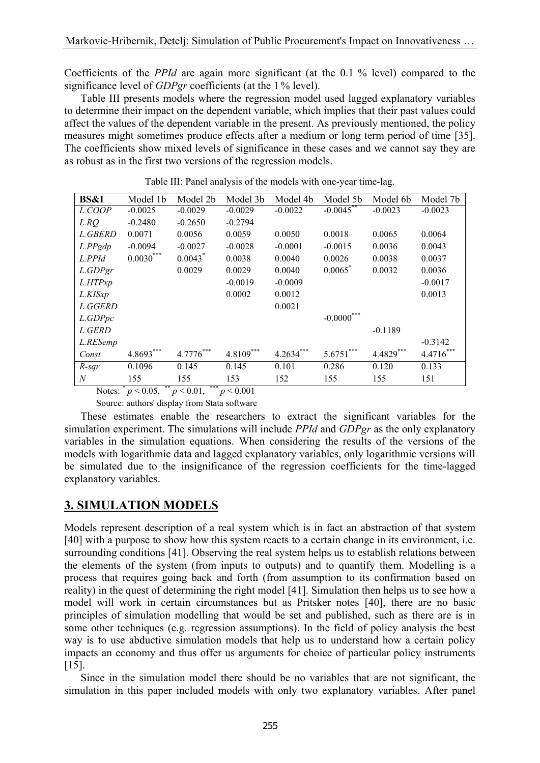Coefficients of the *PPId* are again more significant (at the 0.1 % level) compared to the significance level of *GDPgr* coefficients (at the 1 % level).

Table III presents models where the regression model used lagged explanatory variables to determine their impact on the dependent variable, which implies that their past values could affect the values of the dependent variable in the present. As previously mentioned, the policy measures might sometimes produce effects after a medium or long term period of time [35]. The coefficients show mixed levels of significance in these cases and we cannot say they are as robust as in the first two versions of the regression models.

Table III: Panel analysis of the models with one-year time-lag.

| **BS&I** | Model 1b | Model 2b | Model 3b | Model 4b | Model 5b | Model 6b | Model 7b |
|---|---|---|---|---|---|---|---|
| *L.COOP* | -0.0025 | -0.0029 | -0.0029 | -0.0022 | -0.0045$^{**}$ | -0.0023 | -0.0023 |
| *L.RQ* | -0.2480 | -0.2650 | -0.2794 | | | | |
| *L.GBERD* | 0.0071 | 0.0056 | 0.0059 | 0.0050 | 0.0018 | 0.0065 | 0.0064 |
| *L.PPgdp* | -0.0094 | -0.0027 | -0.0028 | -0.0001 | -0.0015 | 0.0036 | 0.0043 |
| *L.PPId* | 0.0030$^{***}$ | 0.0043$^{*}$ | 0.0038 | 0.0040 | 0.0026 | 0.0038 | 0.0037 |
| *L.GDPgr* | | 0.0029 | 0.0029 | 0.0040 | 0.0065$^{*}$ | 0.0032 | 0.0036 |
| *L.HTPxp* | | | -0.0019 | -0.0009 | | | -0.0017 |
| *L.KISxp* | | | 0.0002 | 0.0012 | | | 0.0013 |
| *L.GGERD* | | | | 0.0021 | | | |
| *L.GDPpc* | | | | | -0.0000$^{***}$ | | |
| *L.GERD* | | | | | | -0.1189 | |
| *L.RESemp* | | | | | | | -0.3142 |
| *Const* | 4.8693$^{***}$ | 4.7776$^{***}$ | 4.8109$^{***}$ | 4.2634$^{***}$ | 5.6751$^{***}$ | 4.4829$^{***}$ | 4.4716$^{***}$ |
| *R-sqr* | 0.1096 | 0.145 | 0.145 | 0.101 | 0.286 | 0.120 | 0.133 |
| *N* | 155 | 155 | 153 | 152 | 155 | 155 | 151 |

Notes: $^{*}$ $p < 0.05$, $^{**}$ $p < 0.01$, $^{***}$ $p < 0.001$

Source: authors' display from Stata software

These estimates enable the researchers to extract the significant variables for the simulation experiment. The simulations will include *PPId* and *GDPgr* as the only explanatory variables in the simulation equations. When considering the results of the versions of the models with logarithmic data and lagged explanatory variables, only logarithmic versions will be simulated due to the insignificance of the regression coefficients for the time-lagged explanatory variables.

## 3. SIMULATION MODELS

Models represent description of a real system which is in fact an abstraction of that system [40] with a purpose to show how this system reacts to a certain change in its environment, i.e. surrounding conditions [41]. Observing the real system helps us to establish relations between the elements of the system (from inputs to outputs) and to quantify them. Modelling is a process that requires going back and forth (from assumption to its confirmation based on reality) in the quest of determining the right model [41]. Simulation then helps us to see how a model will work in certain circumstances but as Pritsker notes [40], there are no basic principles of simulation modelling that would be set and published, such as there are is in some other techniques (e.g. regression assumptions). In the field of policy analysis the best way is to use abductive simulation models that help us to understand how a certain policy impacts an economy and thus offer us arguments for choice of particular policy instruments [15].

Since in the simulation model there should be no variables that are not significant, the simulation in this paper included models with only two explanatory variables. After panel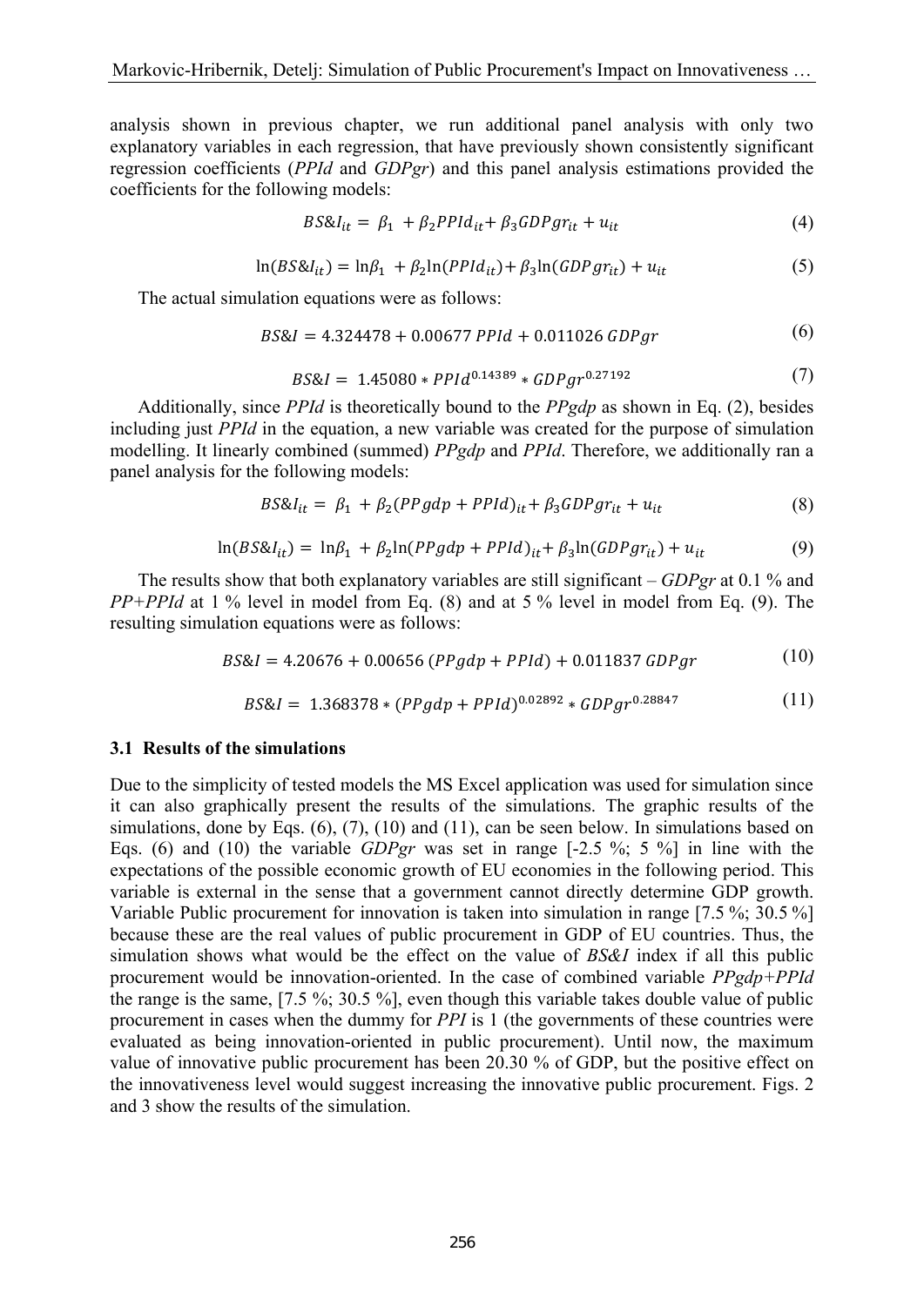analysis shown in previous chapter, we run additional panel analysis with only two explanatory variables in each regression, that have previously shown consistently significant regression coefficients (*PPId* and *GDPgr*) and this panel analysis estimations provided the coefficients for the following models:

$$BS\&I_{it} = \beta_1 + \beta_2 PPId_{it} + \beta_3 GDPgr_{it} + u_{it} \tag{4}$$

$$\ln(BS\&I_{it}) = \ln\beta_1 + \beta_2 \ln(PPId_{it}) + \beta_3 \ln(GDPgr_{it}) + u_{it} \tag{5}$$

The actual simulation equations were as follows:

$$BS\&I = 4.324478 + 0.00677\, PPId + 0.011026\, GDPgr \tag{6}$$

$$BS\&I = 1.45080 * PPId^{0.14389} * GDPgr^{0.27192} \tag{7}$$

Additionally, since *PPId* is theoretically bound to the *PPgdp* as shown in Eq. (2), besides including just *PPId* in the equation, a new variable was created for the purpose of simulation modelling. It linearly combined (summed) *PPgdp* and *PPId*. Therefore, we additionally ran a panel analysis for the following models:

$$BS\&I_{it} = \beta_1 + \beta_2 (PPgdp + PPId)_{it} + \beta_3 GDPgr_{it} + u_{it} \tag{8}$$

$$\ln(BS\&I_{it}) = \ln\beta_1 + \beta_2 \ln(PPgdp + PPId)_{it} + \beta_3 \ln(GDPgr_{it}) + u_{it} \tag{9}$$

The results show that both explanatory variables are still significant – *GDPgr* at 0.1 % and *PP+PPId* at 1 % level in model from Eq. (8) and at 5 % level in model from Eq. (9). The resulting simulation equations were as follows:

$$BS\&I = 4.20676 + 0.00656\,(PPgdp + PPId) + 0.011837\, GDPgr \tag{10}$$

$$BS\&I = 1.368378 * (PPgdp + PPId)^{0.02892} * GDPgr^{0.28847} \tag{11}$$

### 3.1 Results of the simulations

Due to the simplicity of tested models the MS Excel application was used for simulation since it can also graphically present the results of the simulations. The graphic results of the simulations, done by Eqs. (6), (7), (10) and (11), can be seen below. In simulations based on Eqs. (6) and (10) the variable *GDPgr* was set in range [-2.5 %; 5 %] in line with the expectations of the possible economic growth of EU economies in the following period. This variable is external in the sense that a government cannot directly determine GDP growth. Variable Public procurement for innovation is taken into simulation in range [7.5 %; 30.5 %] because these are the real values of public procurement in GDP of EU countries. Thus, the simulation shows what would be the effect on the value of *BS&I* index if all this public procurement would be innovation-oriented. In the case of combined variable *PPgdp+PPId* the range is the same, [7.5 %; 30.5 %], even though this variable takes double value of public procurement in cases when the dummy for *PPI* is 1 (the governments of these countries were evaluated as being innovation-oriented in public procurement). Until now, the maximum value of innovative public procurement has been 20.30 % of GDP, but the positive effect on the innovativeness level would suggest increasing the innovative public procurement. Figs. 2 and 3 show the results of the simulation.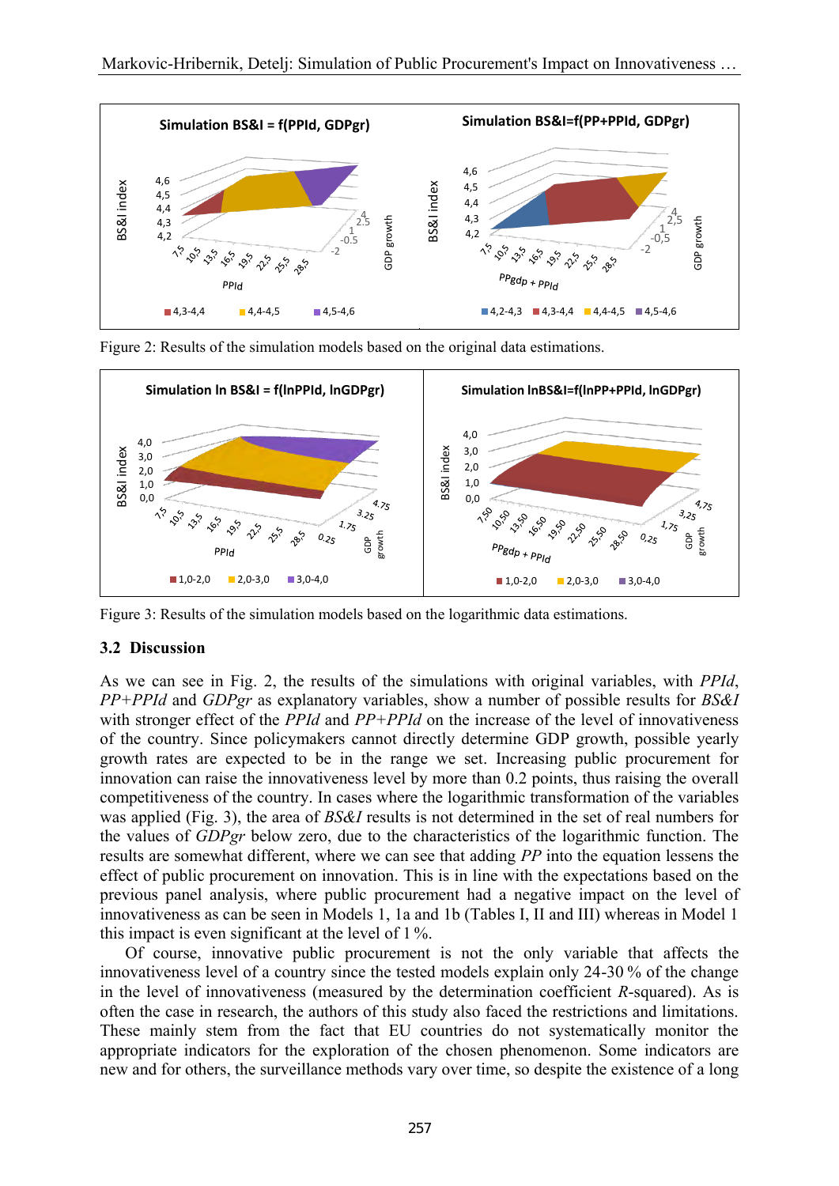Figure 2: Results of the simulation models based on the original data estimations.

Figure 3: Results of the simulation models based on the logarithmic data estimations.

### 3.2 Discussion

As we can see in Fig. 2, the results of the simulations with original variables, with *PPId*, *PP+PPId* and *GDPgr* as explanatory variables, show a number of possible results for *BS&I* with stronger effect of the *PPId* and *PP+PPId* on the increase of the level of innovativeness of the country. Since policymakers cannot directly determine GDP growth, possible yearly growth rates are expected to be in the range we set. Increasing public procurement for innovation can raise the innovativeness level by more than 0.2 points, thus raising the overall competitiveness of the country. In cases where the logarithmic transformation of the variables was applied (Fig. 3), the area of *BS&I* results is not determined in the set of real numbers for the values of *GDPgr* below zero, due to the characteristics of the logarithmic function. The results are somewhat different, where we can see that adding *PP* into the equation lessens the effect of public procurement on innovation. This is in line with the expectations based on the previous panel analysis, where public procurement had a negative impact on the level of innovativeness as can be seen in Models 1, 1a and 1b (Tables I, II and III) whereas in Model 1 this impact is even significant at the level of 1 %.

Of course, innovative public procurement is not the only variable that affects the innovativeness level of a country since the tested models explain only 24-30 % of the change in the level of innovativeness (measured by the determination coefficient *R*-squared). As is often the case in research, the authors of this study also faced the restrictions and limitations. These mainly stem from the fact that EU countries do not systematically monitor the appropriate indicators for the exploration of the chosen phenomenon. Some indicators are new and for others, the surveillance methods vary over time, so despite the existence of a long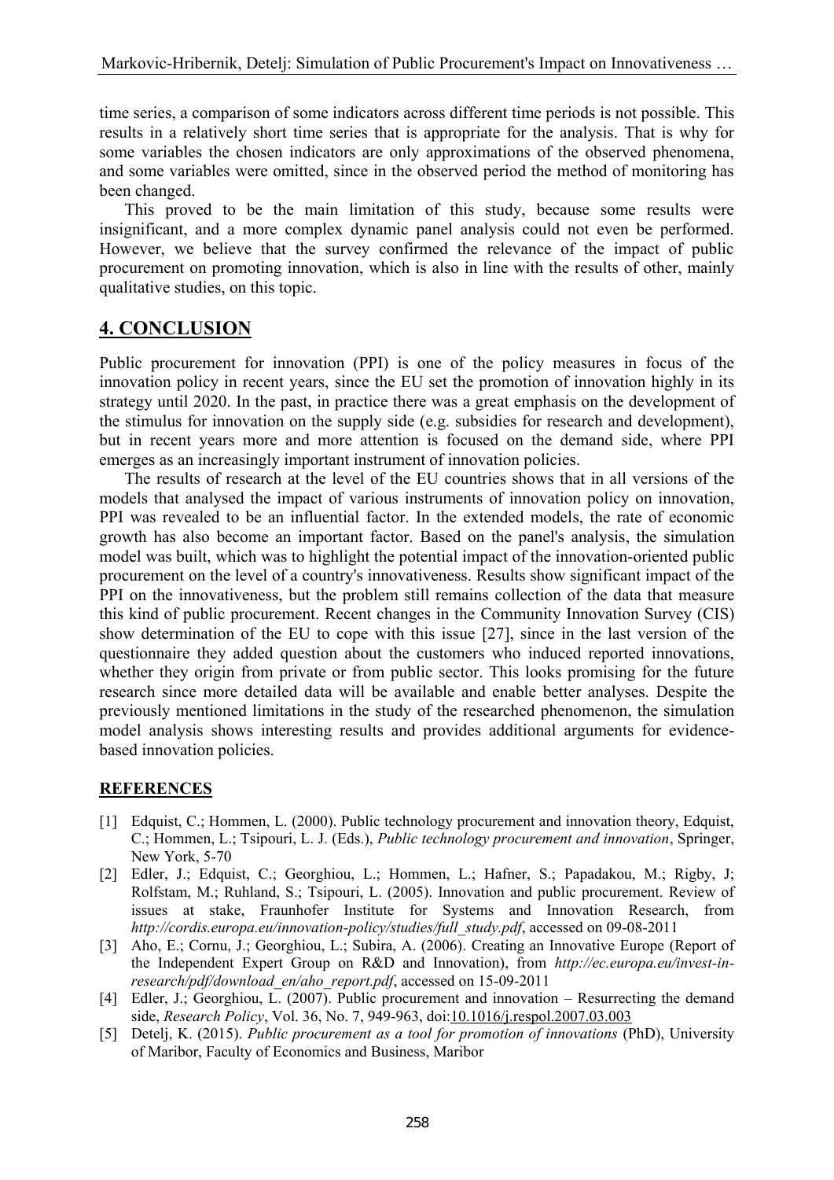time series, a comparison of some indicators across different time periods is not possible. This results in a relatively short time series that is appropriate for the analysis. That is why for some variables the chosen indicators are only approximations of the observed phenomena, and some variables were omitted, since in the observed period the method of monitoring has been changed.

This proved to be the main limitation of this study, because some results were insignificant, and a more complex dynamic panel analysis could not even be performed. However, we believe that the survey confirmed the relevance of the impact of public procurement on promoting innovation, which is also in line with the results of other, mainly qualitative studies, on this topic.

## 4. CONCLUSION

Public procurement for innovation (PPI) is one of the policy measures in focus of the innovation policy in recent years, since the EU set the promotion of innovation highly in its strategy until 2020. In the past, in practice there was a great emphasis on the development of the stimulus for innovation on the supply side (e.g. subsidies for research and development), but in recent years more and more attention is focused on the demand side, where PPI emerges as an increasingly important instrument of innovation policies.

The results of research at the level of the EU countries shows that in all versions of the models that analysed the impact of various instruments of innovation policy on innovation, PPI was revealed to be an influential factor. In the extended models, the rate of economic growth has also become an important factor. Based on the panel's analysis, the simulation model was built, which was to highlight the potential impact of the innovation-oriented public procurement on the level of a country's innovativeness. Results show significant impact of the PPI on the innovativeness, but the problem still remains collection of the data that measure this kind of public procurement. Recent changes in the Community Innovation Survey (CIS) show determination of the EU to cope with this issue [27], since in the last version of the questionnaire they added question about the customers who induced reported innovations, whether they origin from private or from public sector. This looks promising for the future research since more detailed data will be available and enable better analyses. Despite the previously mentioned limitations in the study of the researched phenomenon, the simulation model analysis shows interesting results and provides additional arguments for evidence-based innovation policies.

## REFERENCES

[1] Edquist, C.; Hommen, L. (2000). Public technology procurement and innovation theory, Edquist, C.; Hommen, L.; Tsipouri, L. J. (Eds.), *Public technology procurement and innovation*, Springer, New York, 5-70

[2] Edler, J.; Edquist, C.; Georghiou, L.; Hommen, L.; Hafner, S.; Papadakou, M.; Rigby, J; Rolfstam, M.; Ruhland, S.; Tsipouri, L. (2005). Innovation and public procurement. Review of issues at stake, Fraunhofer Institute for Systems and Innovation Research, from *http://cordis.europa.eu/innovation-policy/studies/full_study.pdf*, accessed on 09-08-2011

[3] Aho, E.; Cornu, J.; Georghiou, L.; Subira, A. (2006). Creating an Innovative Europe (Report of the Independent Expert Group on R&D and Innovation), from *http://ec.europa.eu/invest-in-research/pdf/download_en/aho_report.pdf*, accessed on 15-09-2011

[4] Edler, J.; Georghiou, L. (2007). Public procurement and innovation – Resurrecting the demand side, *Research Policy*, Vol. 36, No. 7, 949-963, doi:10.1016/j.respol.2007.03.003

[5] Detelj, K. (2015). *Public procurement as a tool for promotion of innovations* (PhD), University of Maribor, Faculty of Economics and Business, Maribor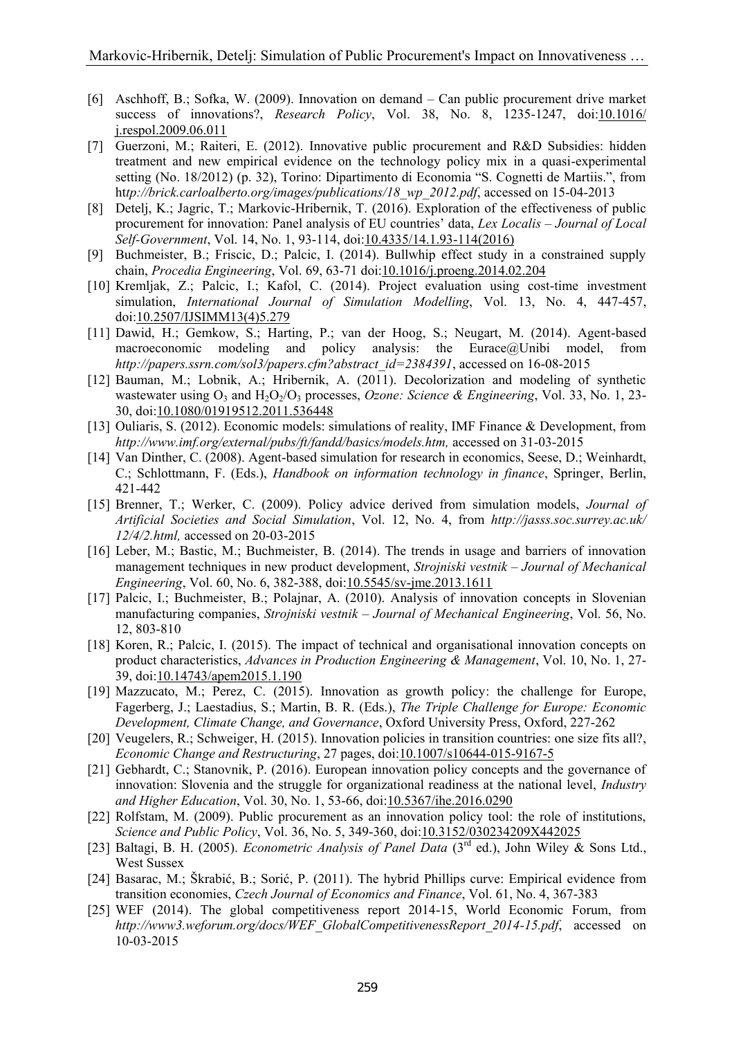[6] Aschhoff, B.; Sofka, W. (2009). Innovation on demand – Can public procurement drive market success of innovations?, *Research Policy*, Vol. 38, No. 8, 1235-1247, doi:10.1016/j.respol.2009.06.011

[7] Guerzoni, M.; Raiteri, E. (2012). Innovative public procurement and R&D Subsidies: hidden treatment and new empirical evidence on the technology policy mix in a quasi-experimental setting (No. 18/2012) (p. 32), Torino: Dipartimento di Economia "S. Cognetti de Martiis.", from *http://brick.carloalberto.org/images/publications/18_wp_2012.pdf*, accessed on 15-04-2013

[8] Detelj, K.; Jagric, T.; Markovic-Hribernik, T. (2016). Exploration of the effectiveness of public procurement for innovation: Panel analysis of EU countries' data, *Lex Localis – Journal of Local Self-Government*, Vol. 14, No. 1, 93-114, doi:10.4335/14.1.93-114(2016)

[9] Buchmeister, B.; Friscic, D.; Palcic, I. (2014). Bullwhip effect study in a constrained supply chain, *Procedia Engineering*, Vol. 69, 63-71 doi:10.1016/j.proeng.2014.02.204

[10] Kremljak, Z.; Palcic, I.; Kafol, C. (2014). Project evaluation using cost-time investment simulation, *International Journal of Simulation Modelling*, Vol. 13, No. 4, 447-457, doi:10.2507/IJSIMM13(4)5.279

[11] Dawid, H.; Gemkow, S.; Harting, P.; van der Hoog, S.; Neugart, M. (2014). Agent-based macroeconomic modeling and policy analysis: the Eurace@Unibi model, from *http://papers.ssrn.com/sol3/papers.cfm?abstract_id=2384391*, accessed on 16-08-2015

[12] Bauman, M.; Lobnik, A.; Hribernik, A. (2011). Decolorization and modeling of synthetic wastewater using $O_3$ and $H_2O_2/O_3$ processes, *Ozone: Science & Engineering*, Vol. 33, No. 1, 23-30, doi:10.1080/01919512.2011.536448

[13] Ouliaris, S. (2012). Economic models: simulations of reality, IMF Finance & Development, from *http://www.imf.org/external/pubs/ft/fandd/basics/models.htm,* accessed on 31-03-2015

[14] Van Dinther, C. (2008). Agent-based simulation for research in economics, Seese, D.; Weinhardt, C.; Schlottmann, F. (Eds.), *Handbook on information technology in finance*, Springer, Berlin, 421-442

[15] Brenner, T.; Werker, C. (2009). Policy advice derived from simulation models, *Journal of Artificial Societies and Social Simulation*, Vol. 12, No. 4, from *http://jasss.soc.surrey.ac.uk/12/4/2.html,* accessed on 20-03-2015

[16] Leber, M.; Bastic, M.; Buchmeister, B. (2014). The trends in usage and barriers of innovation management techniques in new product development, *Strojniski vestnik – Journal of Mechanical Engineering*, Vol. 60, No. 6, 382-388, doi:10.5545/sv-jme.2013.1611

[17] Palcic, I.; Buchmeister, B.; Polajnar, A. (2010). Analysis of innovation concepts in Slovenian manufacturing companies, *Strojniski vestnik – Journal of Mechanical Engineering*, Vol. 56, No. 12, 803-810

[18] Koren, R.; Palcic, I. (2015). The impact of technical and organisational innovation concepts on product characteristics, *Advances in Production Engineering & Management*, Vol. 10, No. 1, 27-39, doi:10.14743/apem2015.1.190

[19] Mazzucato, M.; Perez, C. (2015). Innovation as growth policy: the challenge for Europe, Fagerberg, J.; Laestadius, S.; Martin, B. R. (Eds.), *The Triple Challenge for Europe: Economic Development, Climate Change, and Governance*, Oxford University Press, Oxford, 227-262

[20] Veugelers, R.; Schweiger, H. (2015). Innovation policies in transition countries: one size fits all?, *Economic Change and Restructuring*, 27 pages, doi:10.1007/s10644-015-9167-5

[21] Gebhardt, C.; Stanovnik, P. (2016). European innovation policy concepts and the governance of innovation: Slovenia and the struggle for organizational readiness at the national level, *Industry and Higher Education*, Vol. 30, No. 1, 53-66, doi:10.5367/ihe.2016.0290

[22] Rolfstam, M. (2009). Public procurement as an innovation policy tool: the role of institutions, *Science and Public Policy*, Vol. 36, No. 5, 349-360, doi:10.3152/030234209X442025

[23] Baltagi, B. H. (2005). *Econometric Analysis of Panel Data* (3rd ed.), John Wiley & Sons Ltd., West Sussex

[24] Basarac, M.; Škrabić, B.; Sorić, P. (2011). The hybrid Phillips curve: Empirical evidence from transition economies, *Czech Journal of Economics and Finance*, Vol. 61, No. 4, 367-383

[25] WEF (2014). The global competitiveness report 2014-15, World Economic Forum, from *http://www3.weforum.org/docs/WEF_GlobalCompetitivenessReport_2014-15.pdf*, accessed on 10-03-2015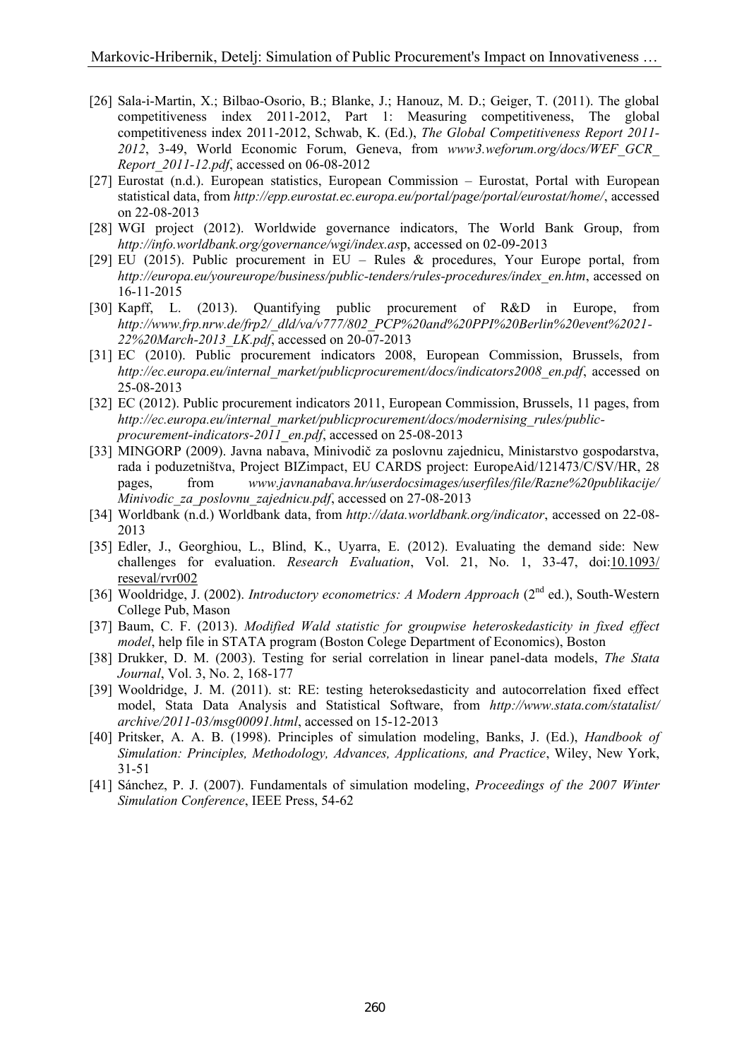[26] Sala-i-Martin, X.; Bilbao-Osorio, B.; Blanke, J.; Hanouz, M. D.; Geiger, T. (2011). The global competitiveness index 2011-2012, Part 1: Measuring competitiveness, The global competitiveness index 2011-2012, Schwab, K. (Ed.), *The Global Competitiveness Report 2011-2012*, 3-49, World Economic Forum, Geneva, from *www3.weforum.org/docs/WEF_GCR_Report_2011-12.pdf*, accessed on 06-08-2012

[27] Eurostat (n.d.). European statistics, European Commission – Eurostat, Portal with European statistical data, from *http://epp.eurostat.ec.europa.eu/portal/page/portal/eurostat/home/*, accessed on 22-08-2013

[28] WGI project (2012). Worldwide governance indicators, The World Bank Group, from *http://info.worldbank.org/governance/wgi/index.as*p, accessed on 02-09-2013

[29] EU (2015). Public procurement in EU – Rules & procedures, Your Europe portal, from *http://europa.eu/youreurope/business/public-tenders/rules-procedures/index_en.htm*, accessed on 16-11-2015

[30] Kapff, L. (2013). Quantifying public procurement of R&D in Europe, from *http://www.frp.nrw.de/frp2/_dld/va/v777/802_PCP%20and%20PPI%20Berlin%20event%2021-22%20March-2013_LK.pdf*, accessed on 20-07-2013

[31] EC (2010). Public procurement indicators 2008, European Commission, Brussels, from *http://ec.europa.eu/internal_market/publicprocurement/docs/indicators2008_en.pdf*, accessed on 25-08-2013

[32] EC (2012). Public procurement indicators 2011, European Commission, Brussels, 11 pages, from *http://ec.europa.eu/internal_market/publicprocurement/docs/modernising_rules/public-procurement-indicators-2011_en.pdf*, accessed on 25-08-2013

[33] MINGORP (2009). Javna nabava, Minivodič za poslovnu zajednicu, Ministarstvo gospodarstva, rada i poduzetništva, Project BIZimpact, EU CARDS project: EuropeAid/121473/C/SV/HR, 28 pages, from *www.javnanabava.hr/userdocsimages/userfiles/file/Razne%20publikacije/Minivodic_za_poslovnu_zajednicu.pdf*, accessed on 27-08-2013

[34] Worldbank (n.d.) Worldbank data, from *http://data.worldbank.org/indicator*, accessed on 22-08-2013

[35] Edler, J., Georghiou, L., Blind, K., Uyarra, E. (2012). Evaluating the demand side: New challenges for evaluation. *Research Evaluation*, Vol. 21, No. 1, 33-47, doi:10.1093/reseval/rvr002

[36] Wooldridge, J. (2002). *Introductory econometrics: A Modern Approach* (2nd ed.), South-Western College Pub, Mason

[37] Baum, C. F. (2013). *Modified Wald statistic for groupwise heteroskedasticity in fixed effect model*, help file in STATA program (Boston Colege Department of Economics), Boston

[38] Drukker, D. M. (2003). Testing for serial correlation in linear panel-data models, *The Stata Journal*, Vol. 3, No. 2, 168-177

[39] Wooldridge, J. M. (2011). st: RE: testing heteroksedasticity and autocorrelation fixed effect model, Stata Data Analysis and Statistical Software, from *http://www.stata.com/statalist/archive/2011-03/msg00091.html*, accessed on 15-12-2013

[40] Pritsker, A. A. B. (1998). Principles of simulation modeling, Banks, J. (Ed.), *Handbook of Simulation: Principles, Methodology, Advances, Applications, and Practice*, Wiley, New York, 31-51

[41] Sánchez, P. J. (2007). Fundamentals of simulation modeling, *Proceedings of the 2007 Winter Simulation Conference*, IEEE Press, 54-62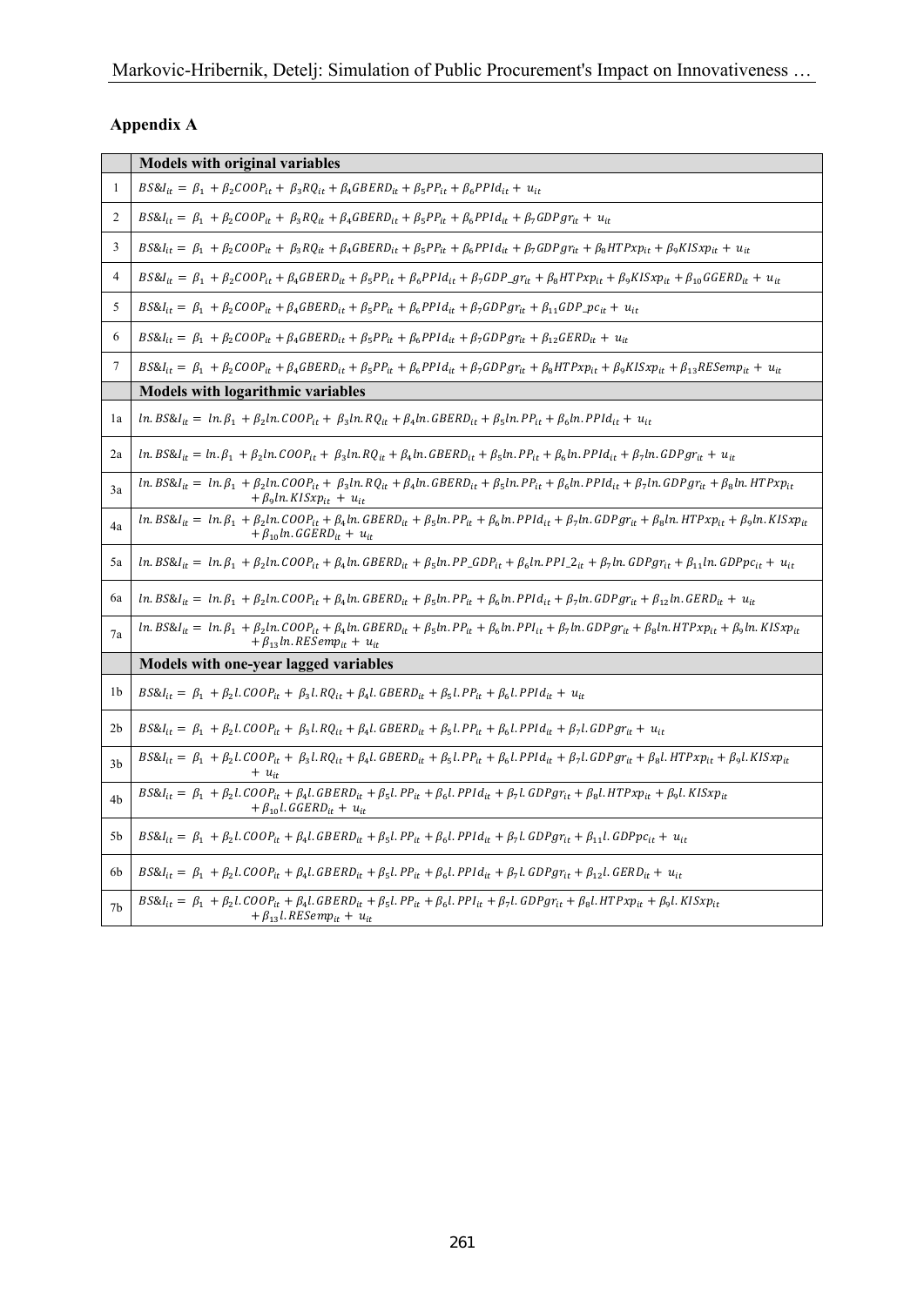## Appendix A

| | Models with original variables |
|---|---|
| 1 | $BS\&I_{it} = \beta_1 + \beta_2 COOP_{it} + \beta_3 RQ_{it} + \beta_4 GBERD_{it} + \beta_5 PP_{it} + \beta_6 PPId_{it} + u_{it}$ |
| 2 | $BS\&I_{it} = \beta_1 + \beta_2 COOP_{it} + \beta_3 RQ_{it} + \beta_4 GBERD_{it} + \beta_5 PP_{it} + \beta_6 PPId_{it} + \beta_7 GDPgr_{it} + u_{it}$ |
| 3 | $BS\&I_{it} = \beta_1 + \beta_2 COOP_{it} + \beta_3 RQ_{it} + \beta_4 GBERD_{it} + \beta_5 PP_{it} + \beta_6 PPId_{it} + \beta_7 GDPgr_{it} + \beta_8 HTPxp_{it} + \beta_9 KISxp_{it} + u_{it}$ |
| 4 | $BS\&I_{it} = \beta_1 + \beta_2 COOP_{it} + \beta_4 GBERD_{it} + \beta_5 PP_{it} + \beta_6 PPId_{it} + \beta_7 GDP\_gr_{it} + \beta_8 HTPxp_{it} + \beta_9 KISxp_{it} + \beta_{10} GGERD_{it} + u_{it}$ |
| 5 | $BS\&I_{it} = \beta_1 + \beta_2 COOP_{it} + \beta_4 GBERD_{it} + \beta_5 PP_{it} + \beta_6 PPId_{it} + \beta_7 GDPgr_{it} + \beta_{11} GDP\_pc_{it} + u_{it}$ |
| 6 | $BS\&I_{it} = \beta_1 + \beta_2 COOP_{it} + \beta_4 GBERD_{it} + \beta_5 PP_{it} + \beta_6 PPId_{it} + \beta_7 GDPgr_{it} + \beta_{12} GERD_{it} + u_{it}$ |
| 7 | $BS\&I_{it} = \beta_1 + \beta_2 COOP_{it} + \beta_4 GBERD_{it} + \beta_5 PP_{it} + \beta_6 PPId_{it} + \beta_7 GDPgr_{it} + \beta_8 HTPxp_{it} + \beta_9 KISxp_{it} + \beta_{13} RESemp_{it} + u_{it}$ |
| | **Models with logarithmic variables** |
| 1a | $ln.BS\&I_{it} = ln.\beta_1 + \beta_2 ln.COOP_{it} + \beta_3 ln.RQ_{it} + \beta_4 ln.GBERD_{it} + \beta_5 ln.PP_{it} + \beta_6 ln.PPId_{it} + u_{it}$ |
| 2a | $ln.BS\&I_{it} = ln.\beta_1 + \beta_2 ln.COOP_{it} + \beta_3 ln.RQ_{it} + \beta_4 ln.GBERD_{it} + \beta_5 ln.PP_{it} + \beta_6 ln.PPId_{it} + \beta_7 ln.GDPgr_{it} + u_{it}$ |
| 3a | $ln.BS\&I_{it} = ln.\beta_1 + \beta_2 ln.COOP_{it} + \beta_3 ln.RQ_{it} + \beta_4 ln.GBERD_{it} + \beta_5 ln.PP_{it} + \beta_6 ln.PPId_{it} + \beta_7 ln.GDPgr_{it} + \beta_8 ln.HTPxp_{it} + \beta_9 ln.KISxp_{it} + u_{it}$ |
| 4a | $ln.BS\&I_{it} = ln.\beta_1 + \beta_2 ln.COOP_{it} + \beta_4 ln.GBERD_{it} + \beta_5 ln.PP_{it} + \beta_6 ln.PPId_{it} + \beta_7 ln.GDPgr_{it} + \beta_8 ln.HTPxp_{it} + \beta_9 ln.KISxp_{it} + \beta_{10} ln.GGERD_{it} + u_{it}$ |
| 5a | $ln.BS\&I_{it} = ln.\beta_1 + \beta_2 ln.COOP_{it} + \beta_4 ln.GBERD_{it} + \beta_5 ln.PP\_GDP_{it} + \beta_6 ln.PPI\_2_{it} + \beta_7 ln.GDPgr_{it} + \beta_{11} ln.GDPpc_{it} + u_{it}$ |
| 6a | $ln.BS\&I_{it} = ln.\beta_1 + \beta_2 ln.COOP_{it} + \beta_4 ln.GBERD_{it} + \beta_5 ln.PP_{it} + \beta_6 ln.PPId_{it} + \beta_7 ln.GDPgr_{it} + \beta_{12} ln.GERD_{it} + u_{it}$ |
| 7a | $ln.BS\&I_{it} = ln.\beta_1 + \beta_2 ln.COOP_{it} + \beta_4 ln.GBERD_{it} + \beta_5 ln.PP_{it} + \beta_6 ln.PPI_{it} + \beta_7 ln.GDPgr_{it} + \beta_8 ln.HTPxp_{it} + \beta_9 ln.KISxp_{it} + \beta_{13} ln.RESemp_{it} + u_{it}$ |
| | **Models with one-year lagged variables** |
| 1b | $BS\&I_{it} = \beta_1 + \beta_2 l.COOP_{it} + \beta_3 l.RQ_{it} + \beta_4 l.GBERD_{it} + \beta_5 l.PP_{it} + \beta_6 l.PPId_{it} + u_{it}$ |
| 2b | $BS\&I_{it} = \beta_1 + \beta_2 l.COOP_{it} + \beta_3 l.RQ_{it} + \beta_4 l.GBERD_{it} + \beta_5 l.PP_{it} + \beta_6 l.PPId_{it} + \beta_7 l.GDPgr_{it} + u_{it}$ |
| 3b | $BS\&I_{it} = \beta_1 + \beta_2 l.COOP_{it} + \beta_3 l.RQ_{it} + \beta_4 l.GBERD_{it} + \beta_5 l.PP_{it} + \beta_6 l.PPId_{it} + \beta_7 l.GDPgr_{it} + \beta_8 l.HTPxp_{it} + \beta_9 l.KISxp_{it} + u_{it}$ |
| 4b | $BS\&I_{it} = \beta_1 + \beta_2 l.COOP_{it} + \beta_4 l.GBERD_{it} + \beta_5 l.PP_{it} + \beta_6 l.PPId_{it} + \beta_7 l.GDPgr_{it} + \beta_8 l.HTPxp_{it} + \beta_9 l.KISxp_{it} + \beta_{10} l.GGERD_{it} + u_{it}$ |
| 5b | $BS\&I_{it} = \beta_1 + \beta_2 l.COOP_{it} + \beta_4 l.GBERD_{it} + \beta_5 l.PP_{it} + \beta_6 l.PPId_{it} + \beta_7 l.GDPgr_{it} + \beta_{11} l.GDPpc_{it} + u_{it}$ |
| 6b | $BS\&I_{it} = \beta_1 + \beta_2 l.COOP_{it} + \beta_4 l.GBERD_{it} + \beta_5 l.PP_{it} + \beta_6 l.PPId_{it} + \beta_7 l.GDPgr_{it} + \beta_{12} l.GERD_{it} + u_{it}$ |
| 7b | $BS\&I_{it} = \beta_1 + \beta_2 l.COOP_{it} + \beta_4 l.GBERD_{it} + \beta_5 l.PP_{it} + \beta_6 l.PPI_{it} + \beta_7 l.GDPgr_{it} + \beta_8 l.HTPxp_{it} + \beta_9 l.KISxp_{it} + \beta_{13} l.RESemp_{it} + u_{it}$ |